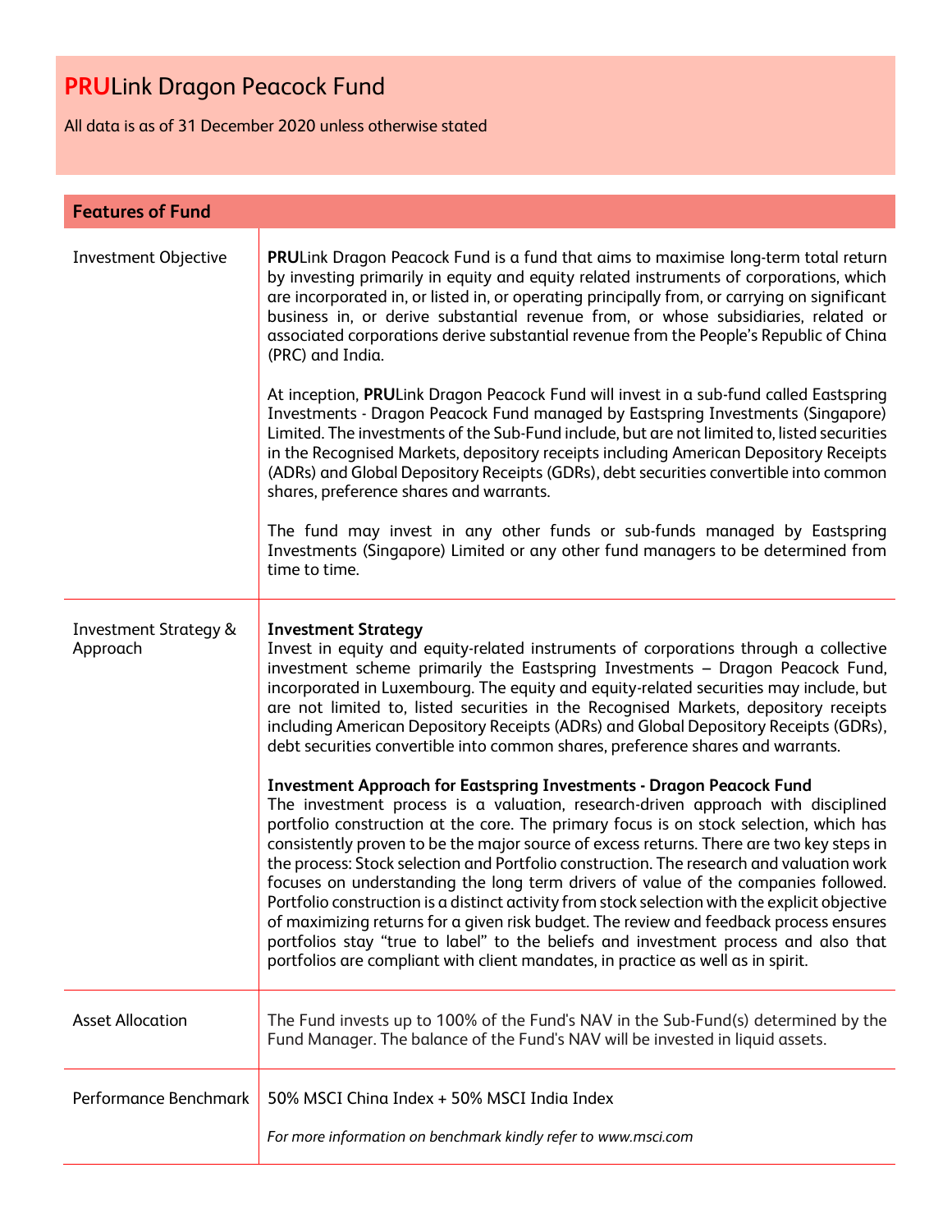# **PRU**Link Dragon Peacock Fund

All data is as of 31 December 2020 unless otherwise stated

| **Features of Fund** | |
|---|---|
| Investment Objective | **PRU**Link Dragon Peacock Fund is a fund that aims to maximise long-term total return by investing primarily in equity and equity related instruments of corporations, which are incorporated in, or listed in, or operating principally from, or carrying on significant business in, or derive substantial revenue from, or whose subsidiaries, related or associated corporations derive substantial revenue from the People's Republic of China (PRC) and India.<br><br>At inception, **PRU**Link Dragon Peacock Fund will invest in a sub-fund called Eastspring Investments - Dragon Peacock Fund managed by Eastspring Investments (Singapore) Limited. The investments of the Sub-Fund include, but are not limited to, listed securities in the Recognised Markets, depository receipts including American Depository Receipts (ADRs) and Global Depository Receipts (GDRs), debt securities convertible into common shares, preference shares and warrants.<br><br>The fund may invest in any other funds or sub-funds managed by Eastspring Investments (Singapore) Limited or any other fund managers to be determined from time to time. |
| Investment Strategy & Approach | **Investment Strategy**<br>Invest in equity and equity-related instruments of corporations through a collective investment scheme primarily the Eastspring Investments – Dragon Peacock Fund, incorporated in Luxembourg. The equity and equity-related securities may include, but are not limited to, listed securities in the Recognised Markets, depository receipts including American Depository Receipts (ADRs) and Global Depository Receipts (GDRs), debt securities convertible into common shares, preference shares and warrants.<br><br>**Investment Approach for Eastspring Investments - Dragon Peacock Fund**<br>The investment process is a valuation, research-driven approach with disciplined portfolio construction at the core. The primary focus is on stock selection, which has consistently proven to be the major source of excess returns. There are two key steps in the process: Stock selection and Portfolio construction. The research and valuation work focuses on understanding the long term drivers of value of the companies followed. Portfolio construction is a distinct activity from stock selection with the explicit objective of maximizing returns for a given risk budget. The review and feedback process ensures portfolios stay "true to label" to the beliefs and investment process and also that portfolios are compliant with client mandates, in practice as well as in spirit. |
| Asset Allocation | The Fund invests up to 100% of the Fund's NAV in the Sub-Fund(s) determined by the Fund Manager. The balance of the Fund's NAV will be invested in liquid assets. |
| Performance Benchmark | 50% MSCI China Index + 50% MSCI India Index<br><br>*For more information on benchmark kindly refer to www.msci.com* |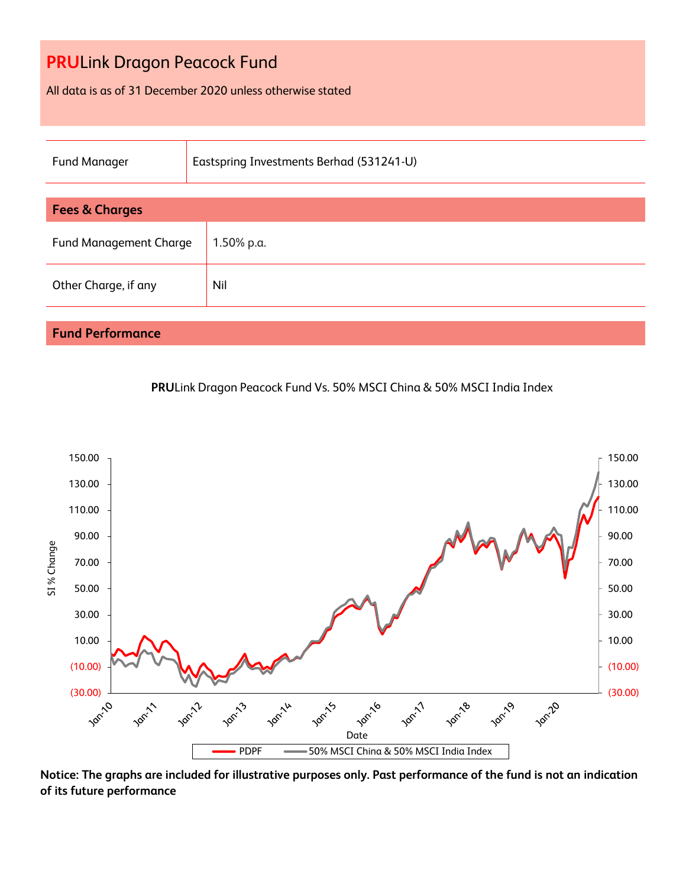# PRULink Dragon Peacock Fund

All data is as of 31 December 2020 unless otherwise stated

| Fund Manager | Eastspring Investments Berhad (531241-U) |
|---|---|

## Fees & Charges

| Fund Management Charge | 1.50% p.a. |
|---|---|
| Other Charge, if any | Nil |

## Fund Performance

**PRU**Link Dragon Peacock Fund Vs. 50% MSCI China & 50% MSCI India Index

SI % Change

150.00
130.00
110.00
90.00
70.00
50.00
30.00
10.00
(10.00)
(30.00)

Jan-10 Jan-11 Jan-12 Jan-13 Jan-14 Jan-15 Jan-16 Jan-17 Jan-18 Jan-19 Jan-20

Date

PDPF — 50% MSCI China & 50% MSCI India Index

**Notice: The graphs are included for illustrative purposes only. Past performance of the fund is not an indication of its future performance**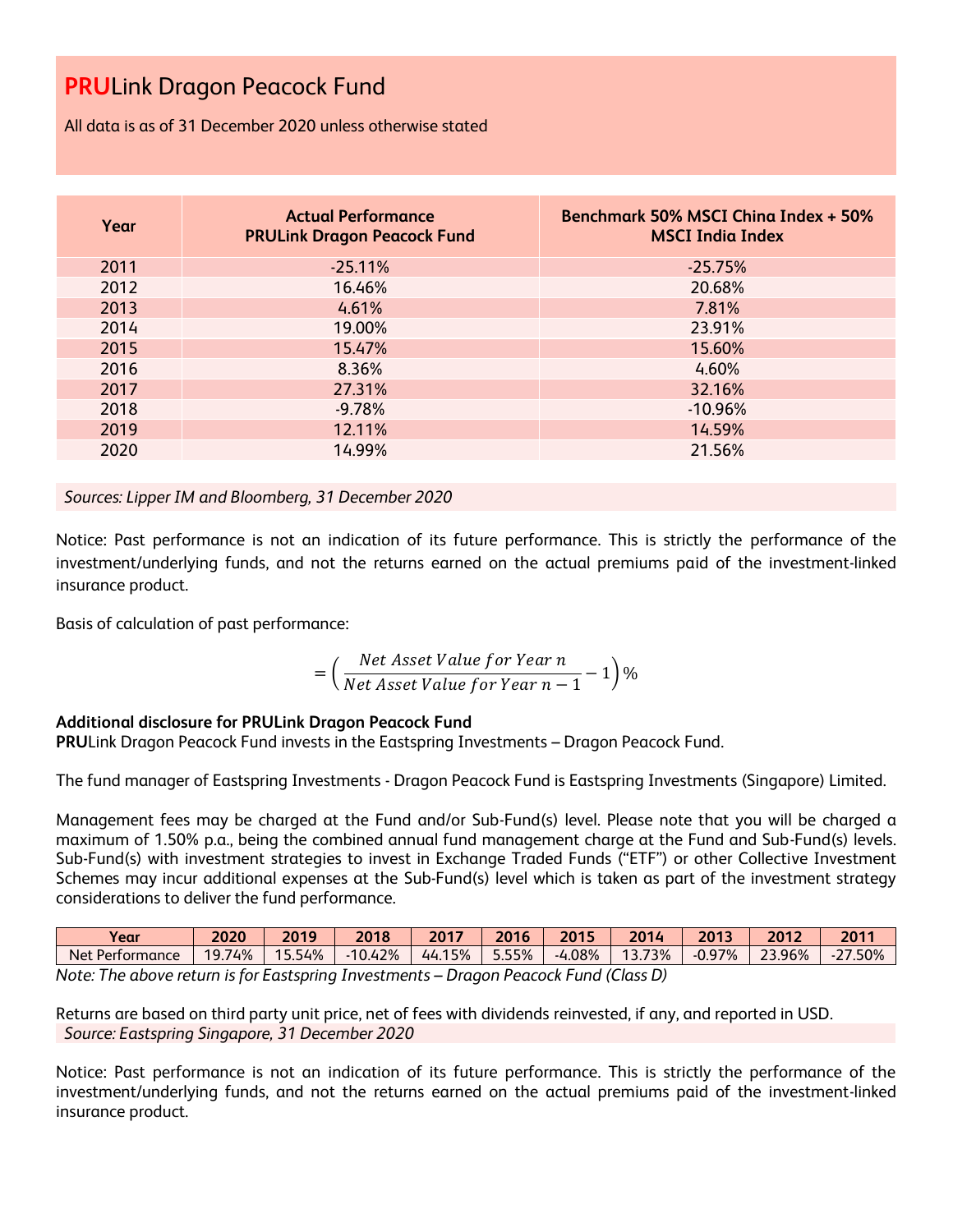# PRULink Dragon Peacock Fund

All data is as of 31 December 2020 unless otherwise stated

| Year | Actual Performance PRULink Dragon Peacock Fund | Benchmark 50% MSCI China Index + 50% MSCI India Index |
|---|---|---|
| 2011 | -25.11% | -25.75% |
| 2012 | 16.46% | 20.68% |
| 2013 | 4.61% | 7.81% |
| 2014 | 19.00% | 23.91% |
| 2015 | 15.47% | 15.60% |
| 2016 | 8.36% | 4.60% |
| 2017 | 27.31% | 32.16% |
| 2018 | -9.78% | -10.96% |
| 2019 | 12.11% | 14.59% |
| 2020 | 14.99% | 21.56% |

*Sources: Lipper IM and Bloomberg, 31 December 2020*

Notice: Past performance is not an indication of its future performance. This is strictly the performance of the investment/underlying funds, and not the returns earned on the actual premiums paid of the investment-linked insurance product.

Basis of calculation of past performance:

$$= \left( \frac{Net\ Asset\ Value\ for\ Year\ n}{Net\ Asset\ Value\ for\ Year\ n-1} - 1 \right) \%$$

**Additional disclosure for PRULink Dragon Peacock Fund**

**PRU**Link Dragon Peacock Fund invests in the Eastspring Investments – Dragon Peacock Fund.

The fund manager of Eastspring Investments - Dragon Peacock Fund is Eastspring Investments (Singapore) Limited.

Management fees may be charged at the Fund and/or Sub-Fund(s) level. Please note that you will be charged a maximum of 1.50% p.a., being the combined annual fund management charge at the Fund and Sub-Fund(s) levels. Sub-Fund(s) with investment strategies to invest in Exchange Traded Funds ("ETF") or other Collective Investment Schemes may incur additional expenses at the Sub-Fund(s) level which is taken as part of the investment strategy considerations to deliver the fund performance.

| Year | 2020 | 2019 | 2018 | 2017 | 2016 | 2015 | 2014 | 2013 | 2012 | 2011 |
|---|---|---|---|---|---|---|---|---|---|---|
| Net Performance | 19.74% | 15.54% | -10.42% | 44.15% | 5.55% | -4.08% | 13.73% | -0.97% | 23.96% | -27.50% |

*Note: The above return is for Eastspring Investments – Dragon Peacock Fund (Class D)*

Returns are based on third party unit price, net of fees with dividends reinvested, if any, and reported in USD.

*Source: Eastspring Singapore, 31 December 2020*

Notice: Past performance is not an indication of its future performance. This is strictly the performance of the investment/underlying funds, and not the returns earned on the actual premiums paid of the investment-linked insurance product.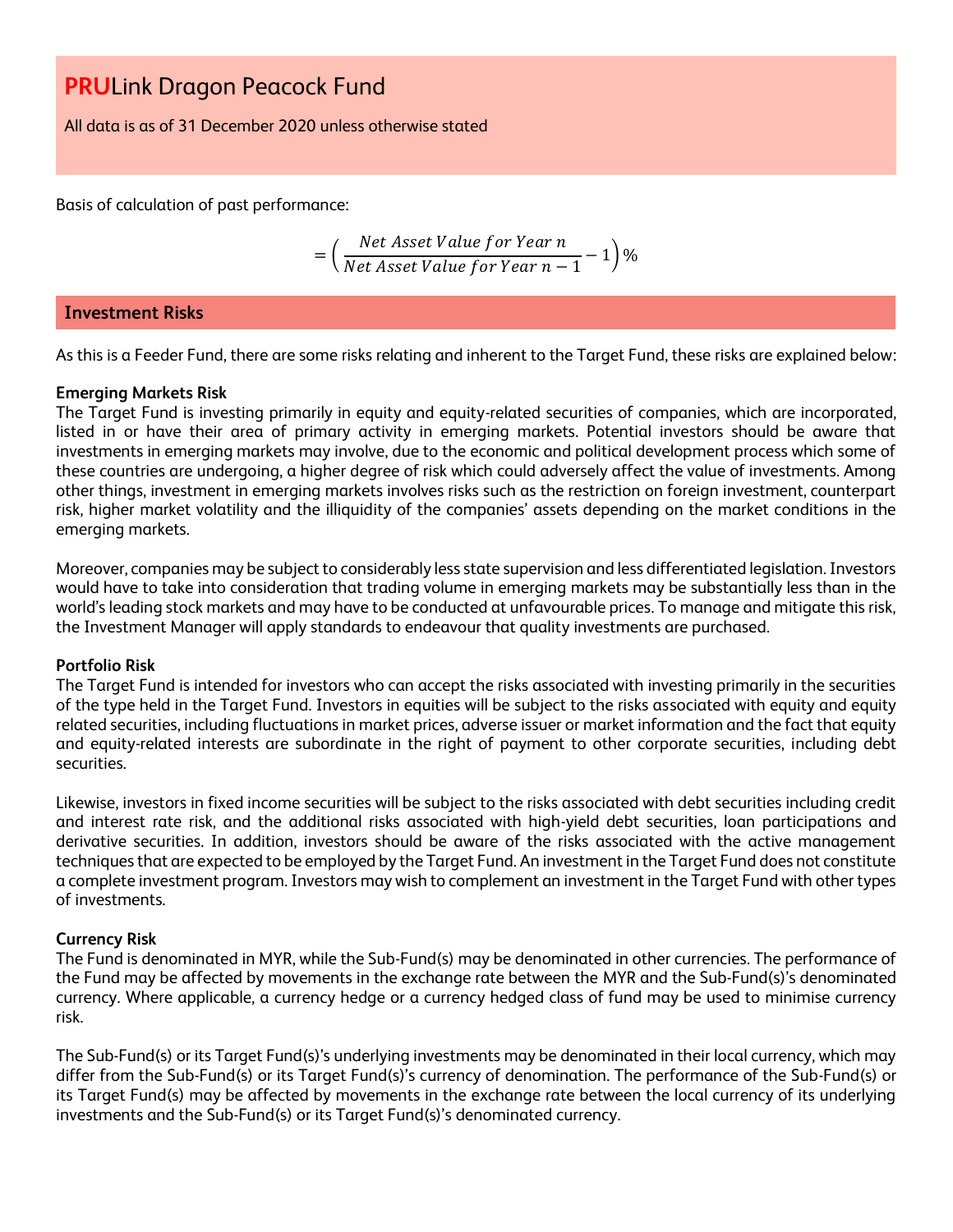# PRULink Dragon Peacock Fund

All data is as of 31 December 2020 unless otherwise stated

Basis of calculation of past performance:

$$= \left( \frac{Net\ Asset\ Value\ for\ Year\ n}{Net\ Asset\ Value\ for\ Year\ n-1} - 1 \right) \%$$

## Investment Risks

As this is a Feeder Fund, there are some risks relating and inherent to the Target Fund, these risks are explained below:

**Emerging Markets Risk**
The Target Fund is investing primarily in equity and equity-related securities of companies, which are incorporated, listed in or have their area of primary activity in emerging markets. Potential investors should be aware that investments in emerging markets may involve, due to the economic and political development process which some of these countries are undergoing, a higher degree of risk which could adversely affect the value of investments. Among other things, investment in emerging markets involves risks such as the restriction on foreign investment, counterpart risk, higher market volatility and the illiquidity of the companies' assets depending on the market conditions in the emerging markets.

Moreover, companies may be subject to considerably less state supervision and less differentiated legislation. Investors would have to take into consideration that trading volume in emerging markets may be substantially less than in the world's leading stock markets and may have to be conducted at unfavourable prices. To manage and mitigate this risk, the Investment Manager will apply standards to endeavour that quality investments are purchased.

**Portfolio Risk**
The Target Fund is intended for investors who can accept the risks associated with investing primarily in the securities of the type held in the Target Fund. Investors in equities will be subject to the risks associated with equity and equity related securities, including fluctuations in market prices, adverse issuer or market information and the fact that equity and equity-related interests are subordinate in the right of payment to other corporate securities, including debt securities.

Likewise, investors in fixed income securities will be subject to the risks associated with debt securities including credit and interest rate risk, and the additional risks associated with high-yield debt securities, loan participations and derivative securities. In addition, investors should be aware of the risks associated with the active management techniques that are expected to be employed by the Target Fund. An investment in the Target Fund does not constitute a complete investment program. Investors may wish to complement an investment in the Target Fund with other types of investments.

**Currency Risk**
The Fund is denominated in MYR, while the Sub-Fund(s) may be denominated in other currencies. The performance of the Fund may be affected by movements in the exchange rate between the MYR and the Sub-Fund(s)'s denominated currency. Where applicable, a currency hedge or a currency hedged class of fund may be used to minimise currency risk.

The Sub-Fund(s) or its Target Fund(s)'s underlying investments may be denominated in their local currency, which may differ from the Sub-Fund(s) or its Target Fund(s)'s currency of denomination. The performance of the Sub-Fund(s) or its Target Fund(s) may be affected by movements in the exchange rate between the local currency of its underlying investments and the Sub-Fund(s) or its Target Fund(s)'s denominated currency.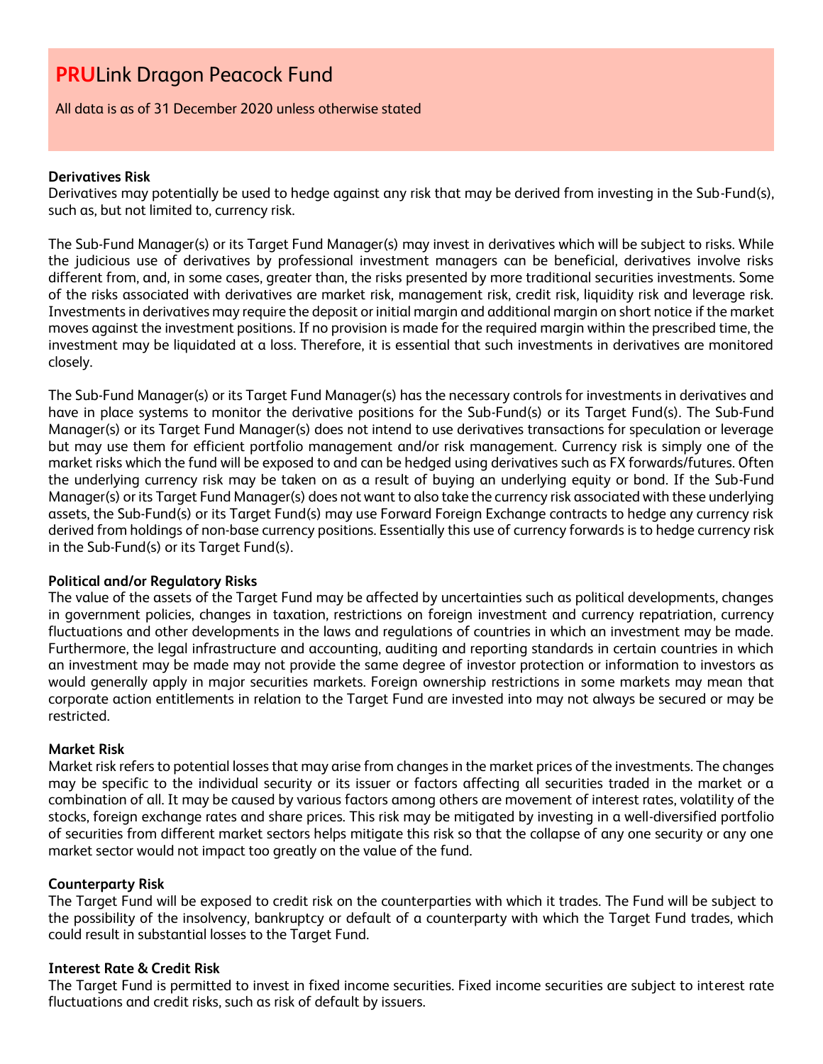# PRULink Dragon Peacock Fund

All data is as of 31 December 2020 unless otherwise stated

**Derivatives Risk**

Derivatives may potentially be used to hedge against any risk that may be derived from investing in the Sub-Fund(s), such as, but not limited to, currency risk.

The Sub-Fund Manager(s) or its Target Fund Manager(s) may invest in derivatives which will be subject to risks. While the judicious use of derivatives by professional investment managers can be beneficial, derivatives involve risks different from, and, in some cases, greater than, the risks presented by more traditional securities investments. Some of the risks associated with derivatives are market risk, management risk, credit risk, liquidity risk and leverage risk. Investments in derivatives may require the deposit or initial margin and additional margin on short notice if the market moves against the investment positions. If no provision is made for the required margin within the prescribed time, the investment may be liquidated at a loss. Therefore, it is essential that such investments in derivatives are monitored closely.

The Sub-Fund Manager(s) or its Target Fund Manager(s) has the necessary controls for investments in derivatives and have in place systems to monitor the derivative positions for the Sub-Fund(s) or its Target Fund(s). The Sub-Fund Manager(s) or its Target Fund Manager(s) does not intend to use derivatives transactions for speculation or leverage but may use them for efficient portfolio management and/or risk management. Currency risk is simply one of the market risks which the fund will be exposed to and can be hedged using derivatives such as FX forwards/futures. Often the underlying currency risk may be taken on as a result of buying an underlying equity or bond. If the Sub-Fund Manager(s) or its Target Fund Manager(s) does not want to also take the currency risk associated with these underlying assets, the Sub-Fund(s) or its Target Fund(s) may use Forward Foreign Exchange contracts to hedge any currency risk derived from holdings of non-base currency positions. Essentially this use of currency forwards is to hedge currency risk in the Sub-Fund(s) or its Target Fund(s).

**Political and/or Regulatory Risks**

The value of the assets of the Target Fund may be affected by uncertainties such as political developments, changes in government policies, changes in taxation, restrictions on foreign investment and currency repatriation, currency fluctuations and other developments in the laws and regulations of countries in which an investment may be made. Furthermore, the legal infrastructure and accounting, auditing and reporting standards in certain countries in which an investment may be made may not provide the same degree of investor protection or information to investors as would generally apply in major securities markets. Foreign ownership restrictions in some markets may mean that corporate action entitlements in relation to the Target Fund are invested into may not always be secured or may be restricted.

**Market Risk**

Market risk refers to potential losses that may arise from changes in the market prices of the investments. The changes may be specific to the individual security or its issuer or factors affecting all securities traded in the market or a combination of all. It may be caused by various factors among others are movement of interest rates, volatility of the stocks, foreign exchange rates and share prices. This risk may be mitigated by investing in a well-diversified portfolio of securities from different market sectors helps mitigate this risk so that the collapse of any one security or any one market sector would not impact too greatly on the value of the fund.

**Counterparty Risk**

The Target Fund will be exposed to credit risk on the counterparties with which it trades. The Fund will be subject to the possibility of the insolvency, bankruptcy or default of a counterparty with which the Target Fund trades, which could result in substantial losses to the Target Fund.

**Interest Rate & Credit Risk**

The Target Fund is permitted to invest in fixed income securities. Fixed income securities are subject to interest rate fluctuations and credit risks, such as risk of default by issuers.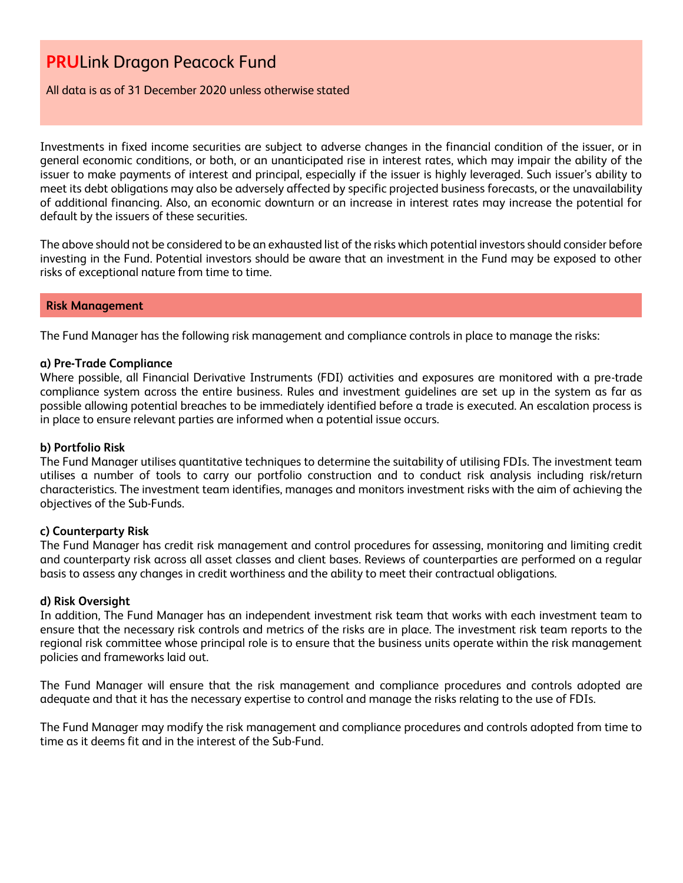Investments in fixed income securities are subject to adverse changes in the financial condition of the issuer, or in general economic conditions, or both, or an unanticipated rise in interest rates, which may impair the ability of the issuer to make payments of interest and principal, especially if the issuer is highly leveraged. Such issuer's ability to meet its debt obligations may also be adversely affected by specific projected business forecasts, or the unavailability of additional financing. Also, an economic downturn or an increase in interest rates may increase the potential for default by the issuers of these securities.

The above should not be considered to be an exhausted list of the risks which potential investors should consider before investing in the Fund. Potential investors should be aware that an investment in the Fund may be exposed to other risks of exceptional nature from time to time.

## Risk Management

The Fund Manager has the following risk management and compliance controls in place to manage the risks:

**a) Pre-Trade Compliance**
Where possible, all Financial Derivative Instruments (FDI) activities and exposures are monitored with a pre-trade compliance system across the entire business. Rules and investment guidelines are set up in the system as far as possible allowing potential breaches to be immediately identified before a trade is executed. An escalation process is in place to ensure relevant parties are informed when a potential issue occurs.

**b) Portfolio Risk**
The Fund Manager utilises quantitative techniques to determine the suitability of utilising FDIs. The investment team utilises a number of tools to carry our portfolio construction and to conduct risk analysis including risk/return characteristics. The investment team identifies, manages and monitors investment risks with the aim of achieving the objectives of the Sub-Funds.

**c) Counterparty Risk**
The Fund Manager has credit risk management and control procedures for assessing, monitoring and limiting credit and counterparty risk across all asset classes and client bases. Reviews of counterparties are performed on a regular basis to assess any changes in credit worthiness and the ability to meet their contractual obligations.

**d) Risk Oversight**
In addition, The Fund Manager has an independent investment risk team that works with each investment team to ensure that the necessary risk controls and metrics of the risks are in place. The investment risk team reports to the regional risk committee whose principal role is to ensure that the business units operate within the risk management policies and frameworks laid out.

The Fund Manager will ensure that the risk management and compliance procedures and controls adopted are adequate and that it has the necessary expertise to control and manage the risks relating to the use of FDIs.

The Fund Manager may modify the risk management and compliance procedures and controls adopted from time to time as it deems fit and in the interest of the Sub-Fund.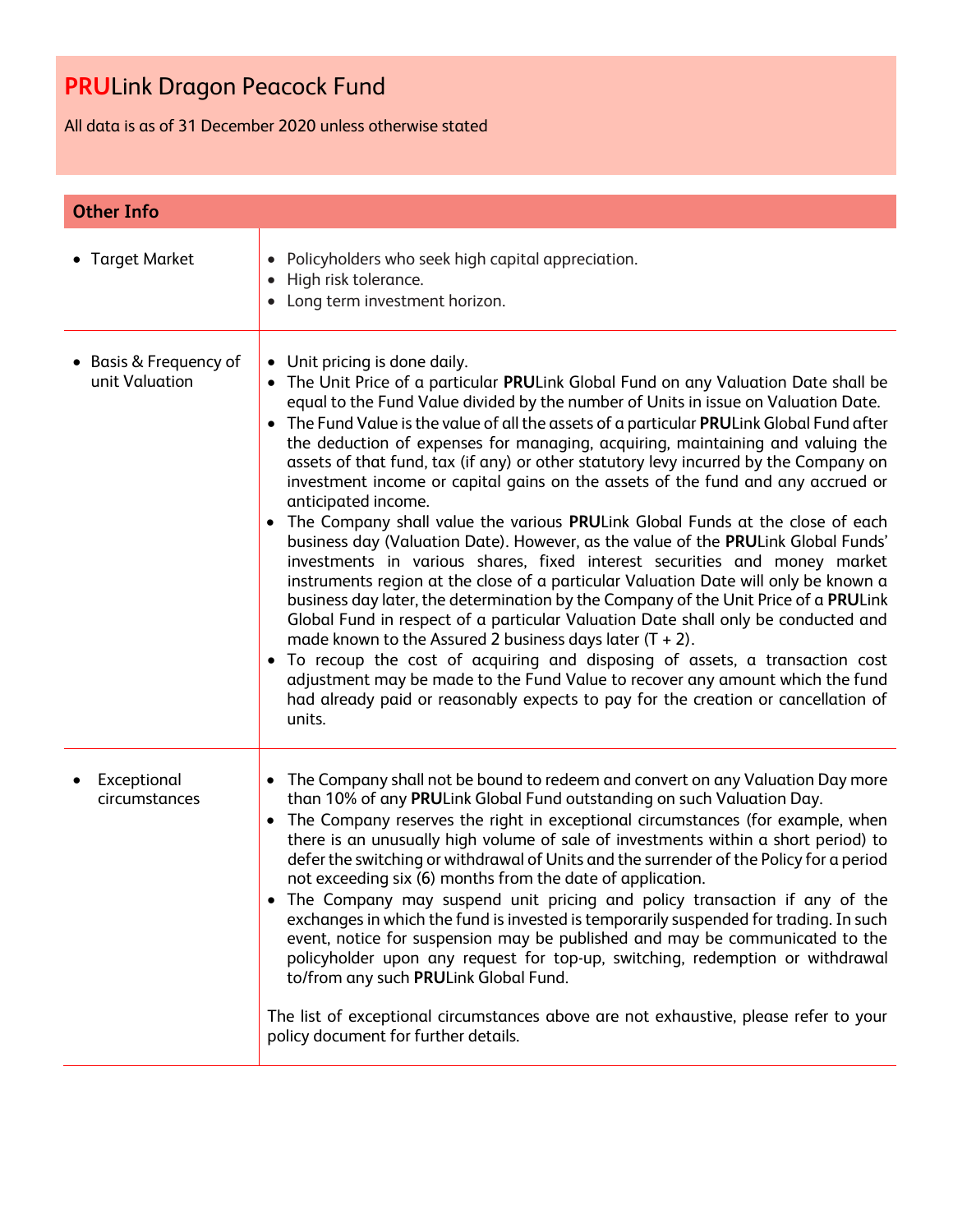# **PRU**Link Dragon Peacock Fund

All data is as of 31 December 2020 unless otherwise stated

## Other Info

| | |
|---|---|
| • Target Market | • Policyholders who seek high capital appreciation.<br>• High risk tolerance.<br>• Long term investment horizon. |
| • Basis & Frequency of unit Valuation | • Unit pricing is done daily.<br>• The Unit Price of a particular **PRU**Link Global Fund on any Valuation Date shall be equal to the Fund Value divided by the number of Units in issue on Valuation Date.<br>• The Fund Value is the value of all the assets of a particular **PRU**Link Global Fund after the deduction of expenses for managing, acquiring, maintaining and valuing the assets of that fund, tax (if any) or other statutory levy incurred by the Company on investment income or capital gains on the assets of the fund and any accrued or anticipated income.<br>• The Company shall value the various **PRU**Link Global Funds at the close of each business day (Valuation Date). However, as the value of the **PRU**Link Global Funds' investments in various shares, fixed interest securities and money market instruments region at the close of a particular Valuation Date will only be known a business day later, the determination by the Company of the Unit Price of a **PRU**Link Global Fund in respect of a particular Valuation Date shall only be conducted and made known to the Assured 2 business days later (T + 2).<br>• To recoup the cost of acquiring and disposing of assets, a transaction cost adjustment may be made to the Fund Value to recover any amount which the fund had already paid or reasonably expects to pay for the creation or cancellation of units. |
| • Exceptional circumstances | • The Company shall not be bound to redeem and convert on any Valuation Day more than 10% of any **PRU**Link Global Fund outstanding on such Valuation Day.<br>• The Company reserves the right in exceptional circumstances (for example, when there is an unusually high volume of sale of investments within a short period) to defer the switching or withdrawal of Units and the surrender of the Policy for a period not exceeding six (6) months from the date of application.<br>• The Company may suspend unit pricing and policy transaction if any of the exchanges in which the fund is invested is temporarily suspended for trading. In such event, notice for suspension may be published and may be communicated to the policyholder upon any request for top-up, switching, redemption or withdrawal to/from any such **PRU**Link Global Fund.<br><br>The list of exceptional circumstances above are not exhaustive, please refer to your policy document for further details. |